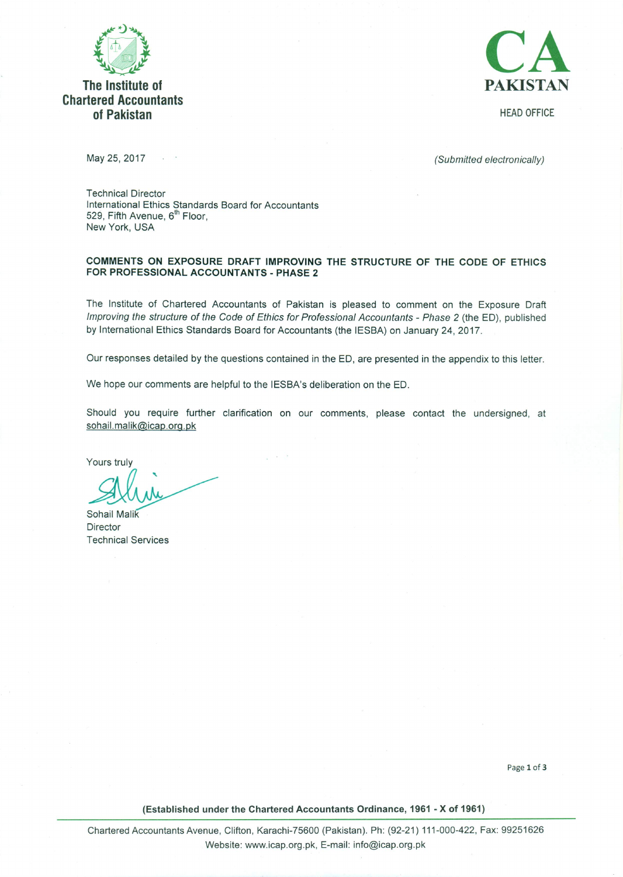**The Institute of Chartered Accountants of Pakistan**

**CA PAKISTAN**

HEAD OFFICE

May 25, 2017

*(Submitted electronically)*

Technical Director
International Ethics Standards Board for Accountants
529, Fifth Avenue, 6th Floor,
New York, USA

**COMMENTS ON EXPOSURE DRAFT IMPROVING THE STRUCTURE OF THE CODE OF ETHICS FOR PROFESSIONAL ACCOUNTANTS - PHASE 2**

The Institute of Chartered Accountants of Pakistan is pleased to comment on the Exposure Draft *Improving the structure of the Code of Ethics for Professional Accountants - Phase 2* (the ED), published by International Ethics Standards Board for Accountants (the IESBA) on January 24, 2017.

Our responses detailed by the questions contained in the ED, are presented in the appendix to this letter.

We hope our comments are helpful to the IESBA's deliberation on the ED.

Should you require further clarification on our comments, please contact the undersigned, at sohail.malik@icap.org.pk

Yours truly

Sohail Malik
Director
Technical Services

**(Established under the Chartered Accountants Ordinance, 1961 - X of 1961)**

Chartered Accountants Avenue, Clifton, Karachi-75600 (Pakistan). Ph: (92-21) 111-000-422, Fax: 99251626
Website: www.icap.org.pk, E-mail: info@icap.org.pk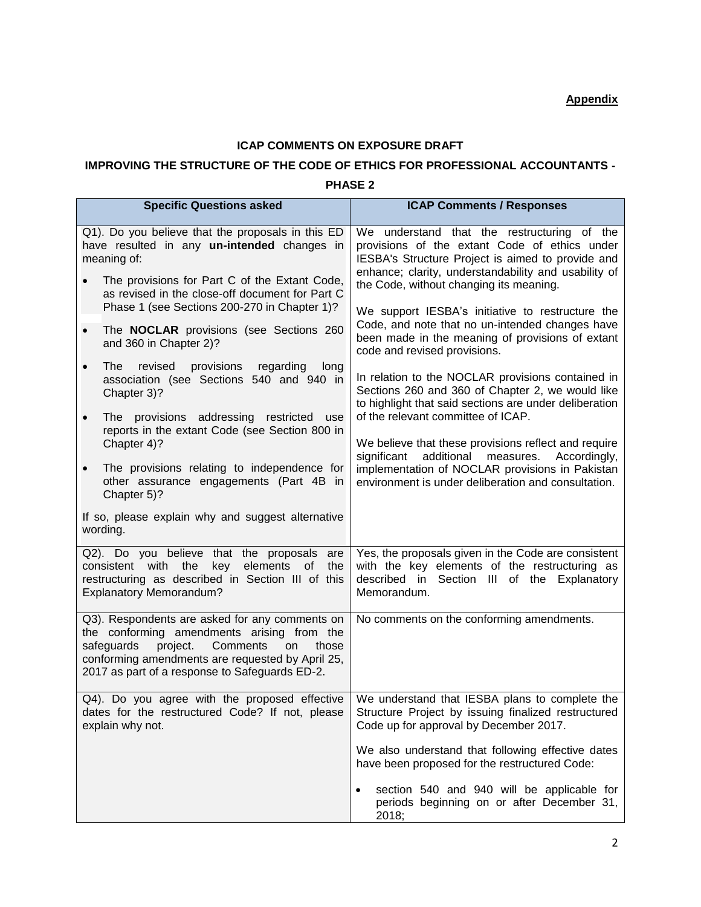**Appendix**

**ICAP COMMENTS ON EXPOSURE DRAFT**

**IMPROVING THE STRUCTURE OF THE CODE OF ETHICS FOR PROFESSIONAL ACCOUNTANTS - PHASE 2**

| Specific Questions asked | ICAP Comments / Responses |
|---|---|
| Q1). Do you believe that the proposals in this ED have resulted in any **un-intended** changes in meaning of:<br>• The provisions for Part C of the Extant Code, as revised in the close-off document for Part C Phase 1 (see Sections 200-270 in Chapter 1)?<br>• The **NOCLAR** provisions (see Sections 260 and 360 in Chapter 2)?<br>• The revised provisions regarding long association (see Sections 540 and 940 in Chapter 3)?<br>• The provisions addressing restricted use reports in the extant Code (see Section 800 in Chapter 4)?<br>• The provisions relating to independence for other assurance engagements (Part 4B in Chapter 5)?<br><br>If so, please explain why and suggest alternative wording. | We understand that the restructuring of the provisions of the extant Code of ethics under IESBA's Structure Project is aimed to provide and enhance; clarity, understandability and usability of the Code, without changing its meaning.<br><br>We support IESBA's initiative to restructure the Code, and note that no un-intended changes have been made in the meaning of provisions of extant code and revised provisions.<br><br>In relation to the NOCLAR provisions contained in Sections 260 and 360 of Chapter 2, we would like to highlight that said sections are under deliberation of the relevant committee of ICAP.<br><br>We believe that these provisions reflect and require significant additional measures. Accordingly, implementation of NOCLAR provisions in Pakistan environment is under deliberation and consultation. |
| Q2). Do you believe that the proposals are consistent with the key elements of the restructuring as described in Section III of this Explanatory Memorandum? | Yes, the proposals given in the Code are consistent with the key elements of the restructuring as described in Section III of the Explanatory Memorandum. |
| Q3). Respondents are asked for any comments on the conforming amendments arising from the safeguards project. Comments on those conforming amendments are requested by April 25, 2017 as part of a response to Safeguards ED-2. | No comments on the conforming amendments. |
| Q4). Do you agree with the proposed effective dates for the restructured Code? If not, please explain why not. | We understand that IESBA plans to complete the Structure Project by issuing finalized restructured Code up for approval by December 2017.<br><br>We also understand that following effective dates have been proposed for the restructured Code:<br><br>• section 540 and 940 will be applicable for periods beginning on or after December 31, 2018; |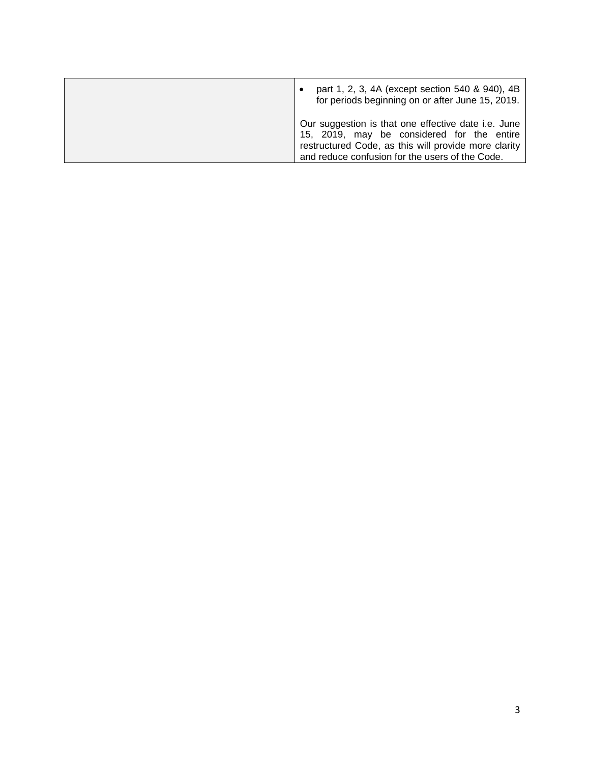| | |
|---|---|
| | • part 1, 2, 3, 4A (except section 540 & 940), 4B for periods beginning on or after June 15, 2019.<br><br>Our suggestion is that one effective date i.e. June 15, 2019, may be considered for the entire restructured Code, as this will provide more clarity and reduce confusion for the users of the Code. |